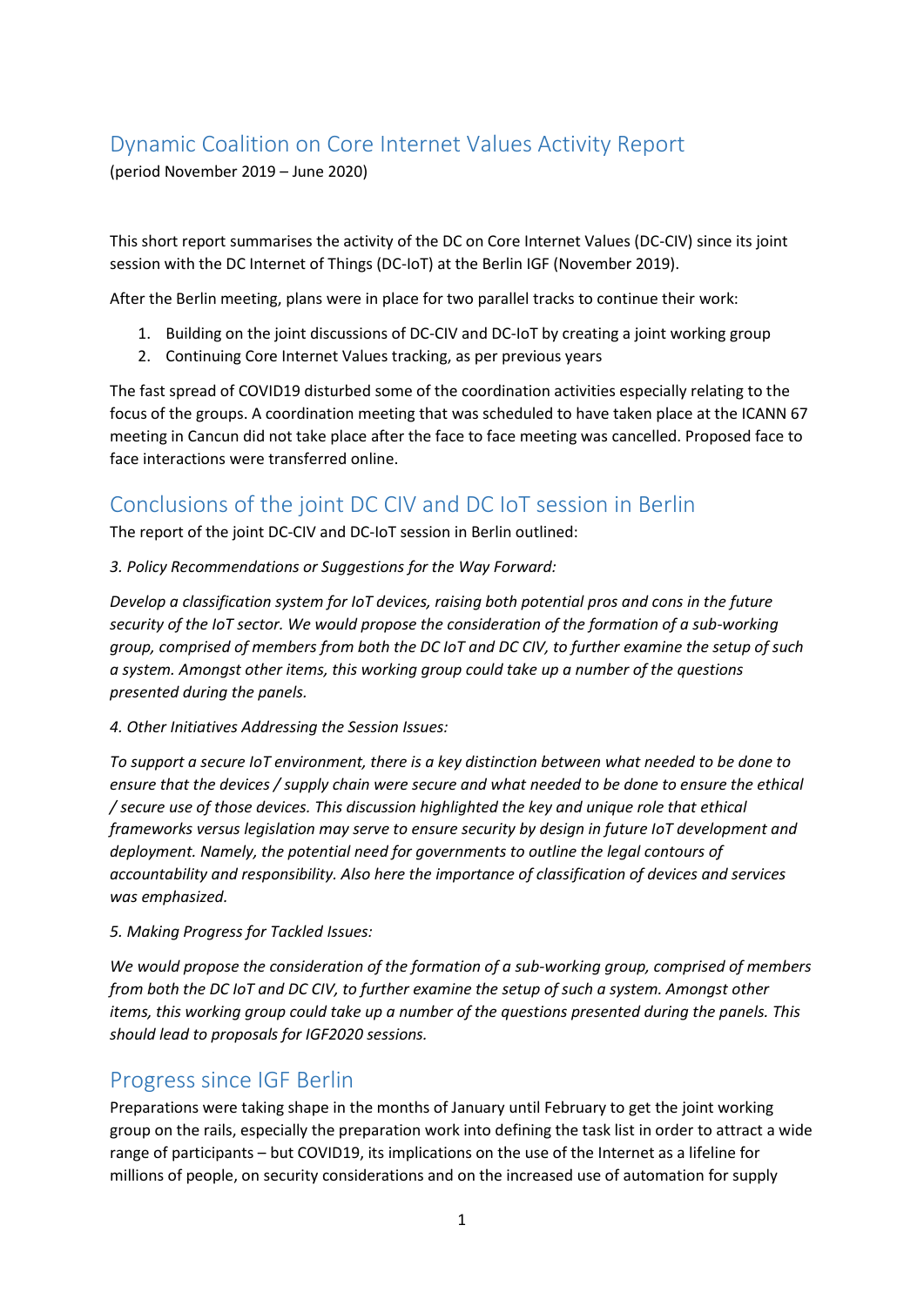# Dynamic Coalition on Core Internet Values Activity Report

(period November 2019 – June 2020)

This short report summarises the activity of the DC on Core Internet Values (DC-CIV) since its joint session with the DC Internet of Things (DC-IoT) at the Berlin IGF (November 2019).

After the Berlin meeting, plans were in place for two parallel tracks to continue their work:

1. Building on the joint discussions of DC-CIV and DC-IoT by creating a joint working group
2. Continuing Core Internet Values tracking, as per previous years

The fast spread of COVID19 disturbed some of the coordination activities especially relating to the focus of the groups. A coordination meeting that was scheduled to have taken place at the ICANN 67 meeting in Cancun did not take place after the face to face meeting was cancelled. Proposed face to face interactions were transferred online.

## Conclusions of the joint DC CIV and DC IoT session in Berlin

The report of the joint DC-CIV and DC-IoT session in Berlin outlined:

*3. Policy Recommendations or Suggestions for the Way Forward:*

*Develop a classification system for IoT devices, raising both potential pros and cons in the future security of the IoT sector. We would propose the consideration of the formation of a sub-working group, comprised of members from both the DC IoT and DC CIV, to further examine the setup of such a system. Amongst other items, this working group could take up a number of the questions presented during the panels.*

*4. Other Initiatives Addressing the Session Issues:*

*To support a secure IoT environment, there is a key distinction between what needed to be done to ensure that the devices / supply chain were secure and what needed to be done to ensure the ethical / secure use of those devices. This discussion highlighted the key and unique role that ethical frameworks versus legislation may serve to ensure security by design in future IoT development and deployment. Namely, the potential need for governments to outline the legal contours of accountability and responsibility. Also here the importance of classification of devices and services was emphasized.*

*5. Making Progress for Tackled Issues:*

*We would propose the consideration of the formation of a sub-working group, comprised of members from both the DC IoT and DC CIV, to further examine the setup of such a system. Amongst other items, this working group could take up a number of the questions presented during the panels. This should lead to proposals for IGF2020 sessions.*

## Progress since IGF Berlin

Preparations were taking shape in the months of January until February to get the joint working group on the rails, especially the preparation work into defining the task list in order to attract a wide range of participants – but COVID19, its implications on the use of the Internet as a lifeline for millions of people, on security considerations and on the increased use of automation for supply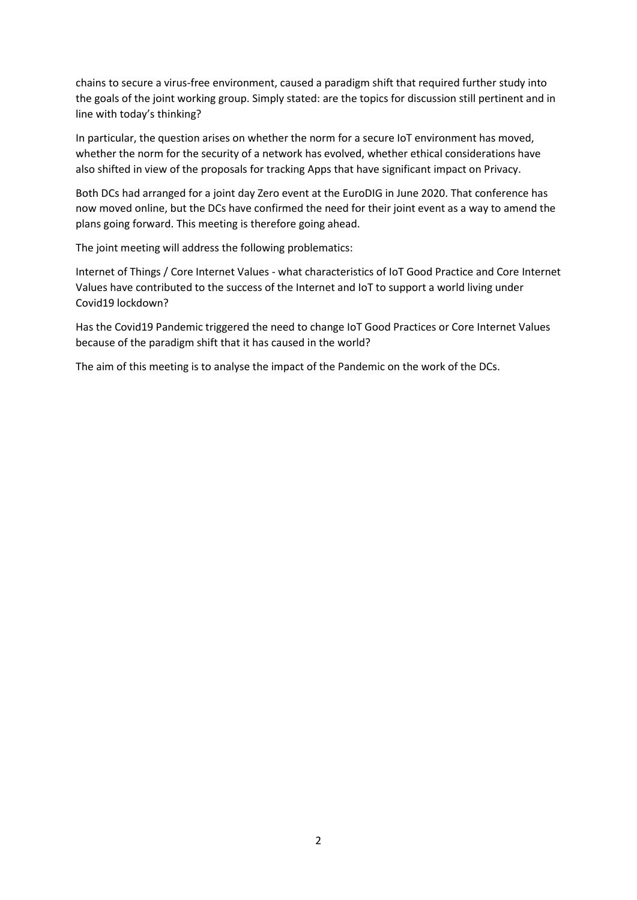chains to secure a virus-free environment, caused a paradigm shift that required further study into the goals of the joint working group. Simply stated: are the topics for discussion still pertinent and in line with today's thinking?

In particular, the question arises on whether the norm for a secure IoT environment has moved, whether the norm for the security of a network has evolved, whether ethical considerations have also shifted in view of the proposals for tracking Apps that have significant impact on Privacy.

Both DCs had arranged for a joint day Zero event at the EuroDIG in June 2020. That conference has now moved online, but the DCs have confirmed the need for their joint event as a way to amend the plans going forward. This meeting is therefore going ahead.

The joint meeting will address the following problematics:

Internet of Things / Core Internet Values - what characteristics of IoT Good Practice and Core Internet Values have contributed to the success of the Internet and IoT to support a world living under Covid19 lockdown?

Has the Covid19 Pandemic triggered the need to change IoT Good Practices or Core Internet Values because of the paradigm shift that it has caused in the world?

The aim of this meeting is to analyse the impact of the Pandemic on the work of the DCs.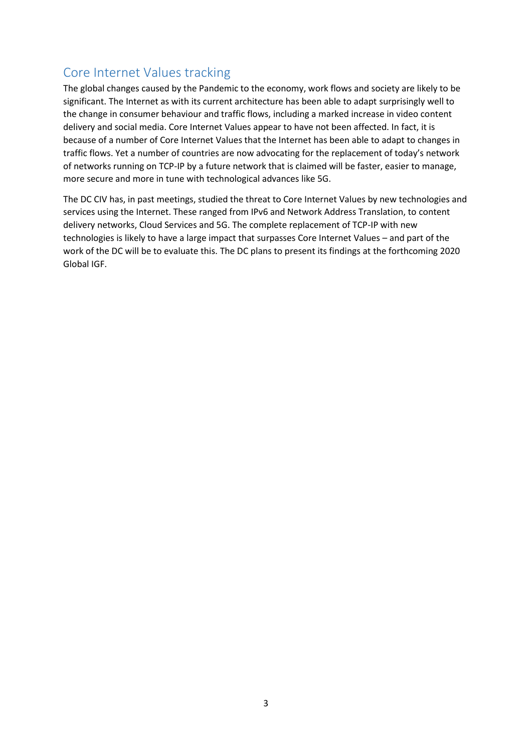## Core Internet Values tracking

The global changes caused by the Pandemic to the economy, work flows and society are likely to be significant. The Internet as with its current architecture has been able to adapt surprisingly well to the change in consumer behaviour and traffic flows, including a marked increase in video content delivery and social media. Core Internet Values appear to have not been affected. In fact, it is because of a number of Core Internet Values that the Internet has been able to adapt to changes in traffic flows. Yet a number of countries are now advocating for the replacement of today's network of networks running on TCP-IP by a future network that is claimed will be faster, easier to manage, more secure and more in tune with technological advances like 5G.

The DC CIV has, in past meetings, studied the threat to Core Internet Values by new technologies and services using the Internet. These ranged from IPv6 and Network Address Translation, to content delivery networks, Cloud Services and 5G. The complete replacement of TCP-IP with new technologies is likely to have a large impact that surpasses Core Internet Values – and part of the work of the DC will be to evaluate this. The DC plans to present its findings at the forthcoming 2020 Global IGF.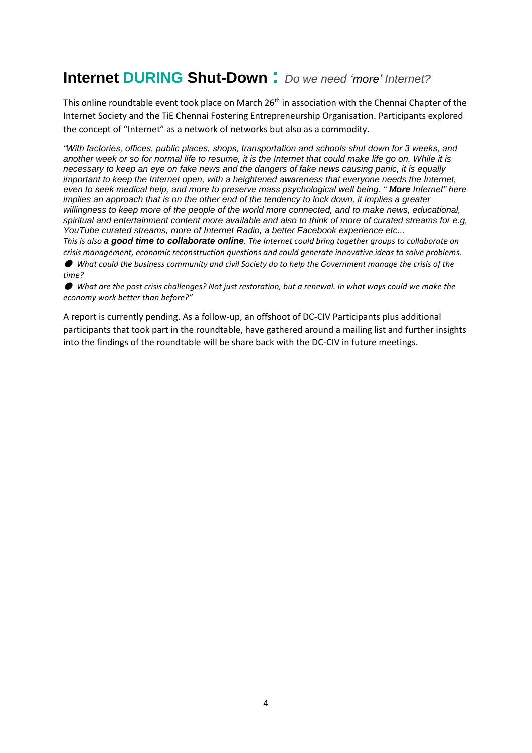## **Internet DURING Shut-Down :** *Do we need 'more' Internet?*

This online roundtable event took place on March 26th in association with the Chennai Chapter of the Internet Society and the TiE Chennai Fostering Entrepreneurship Organisation. Participants explored the concept of "Internet" as a network of networks but also as a commodity.

*"With factories, offices, public places, shops, transportation and schools shut down for 3 weeks, and another week or so for normal life to resume, it is the Internet that could make life go on. While it is necessary to keep an eye on fake news and the dangers of fake news causing panic, it is equally important to keep the Internet open, with a heightened awareness that everyone needs the Internet, even to seek medical help, and more to preserve mass psychological well being. "* ***More*** *Internet" here implies an approach that is on the other end of the tendency to lock down, it implies a greater willingness to keep more of the people of the world more connected, and to make news, educational, spiritual and entertainment content more available and also to think of more of curated streams for e.g, YouTube curated streams, more of Internet Radio, a better Facebook experience etc...*
*This is also* ***a good time to collaborate online****. The Internet could bring together groups to collaborate on crisis management, economic reconstruction questions and could generate innovative ideas to solve problems.*

- *What could the business community and civil Society do to help the Government manage the crisis of the time?*
- *What are the post crisis challenges? Not just restoration, but a renewal. In what ways could we make the economy work better than before?"*

A report is currently pending. As a follow-up, an offshoot of DC-CIV Participants plus additional participants that took part in the roundtable, have gathered around a mailing list and further insights into the findings of the roundtable will be share back with the DC-CIV in future meetings.